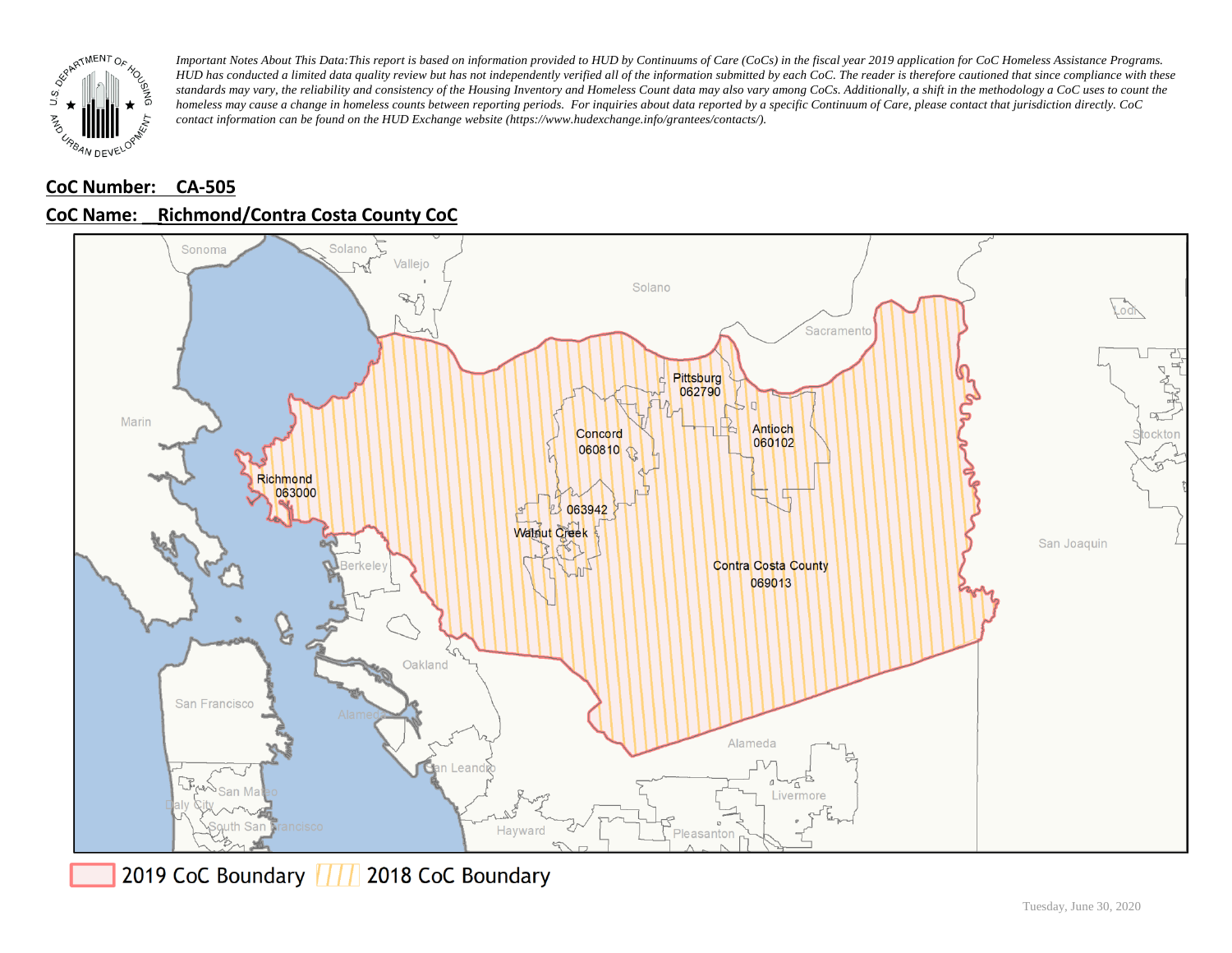*Important Notes About This Data: This report is based on information provided to HUD by Continuums of Care (CoCs) in the fiscal year 2019 application for CoC Homeless Assistance Programs. HUD has conducted a limited data quality review but has not independently verified all of the information submitted by each CoC. The reader is therefore cautioned that since compliance with these standards may vary, the reliability and consistency of the Housing Inventory and Homeless Count data may also vary among CoCs. Additionally, a shift in the methodology a CoC uses to count the homeless may cause a change in homeless counts between reporting periods. For inquiries about data reported by a specific Continuum of Care, please contact that jurisdiction directly. CoC contact information can be found on the HUD Exchange website (https://www.hudexchange.info/grantees/contacts/).*

**CoC Number: CA-505**

**CoC Name: Richmond/Contra Costa County CoC**

2019 CoC Boundary | 2018 CoC Boundary

Tuesday, June 30, 2020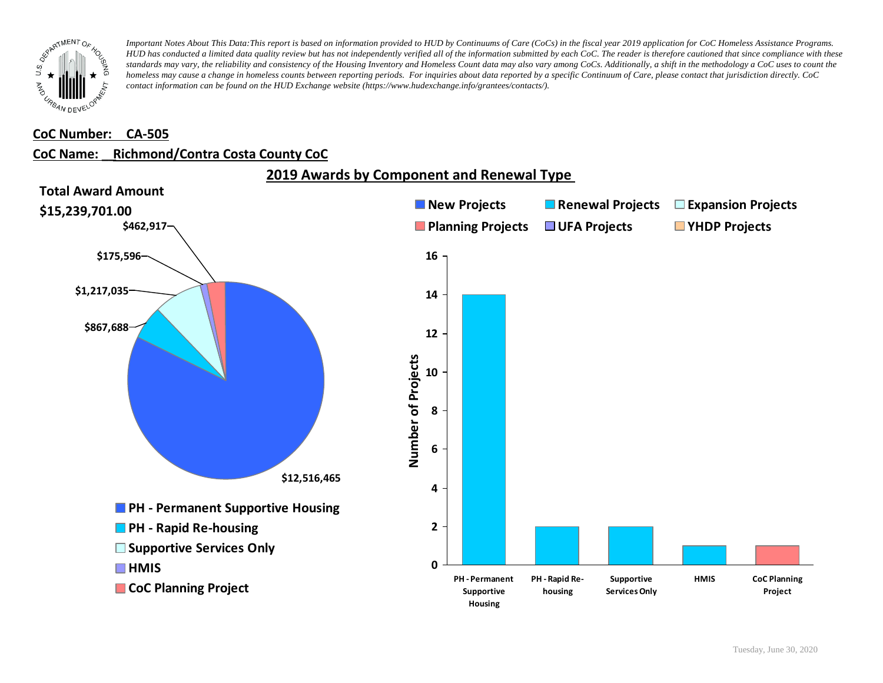*Important Notes About This Data:This report is based on information provided to HUD by Continuums of Care (CoCs) in the fiscal year 2019 application for CoC Homeless Assistance Programs. HUD has conducted a limited data quality review but has not independently verified all of the information submitted by each CoC. The reader is therefore cautioned that since compliance with these standards may vary, the reliability and consistency of the Housing Inventory and Homeless Count data may also vary among CoCs. Additionally, a shift in the methodology a CoC uses to count the homeless may cause a change in homeless counts between reporting periods. For inquiries about data reported by a specific Continuum of Care, please contact that jurisdiction directly. CoC contact information can be found on the HUD Exchange website (https://www.hudexchange.info/grantees/contacts/).*

**CoC Number: CA-505**

**CoC Name: Richmond/Contra Costa County CoC**

## 2019 Awards by Component and Renewal Type

**Total Award Amount**

**$15,239,701.00**

| Component | Award Amount |
| --- | --- |
| PH - Permanent Supportive Housing | $12,516,465 |
| PH - Rapid Re-housing | $867,688 |
| Supportive Services Only | $1,217,035 |
| HMIS | $175,596 |
| CoC Planning Project | $462,917 |

Legend: New Projects, Renewal Projects, Expansion Projects, Planning Projects, UFA Projects, YHDP Projects

| Component | Number of Projects | Type |
| --- | --- | --- |
| PH - Permanent Supportive Housing | 14 | Renewal Projects |
| PH - Rapid Re-housing | 2 | Renewal Projects |
| Supportive Services Only | 2 | Renewal Projects |
| HMIS | 1 | Renewal Projects |
| CoC Planning Project | 1 | Planning Projects |

Tuesday, June 30, 2020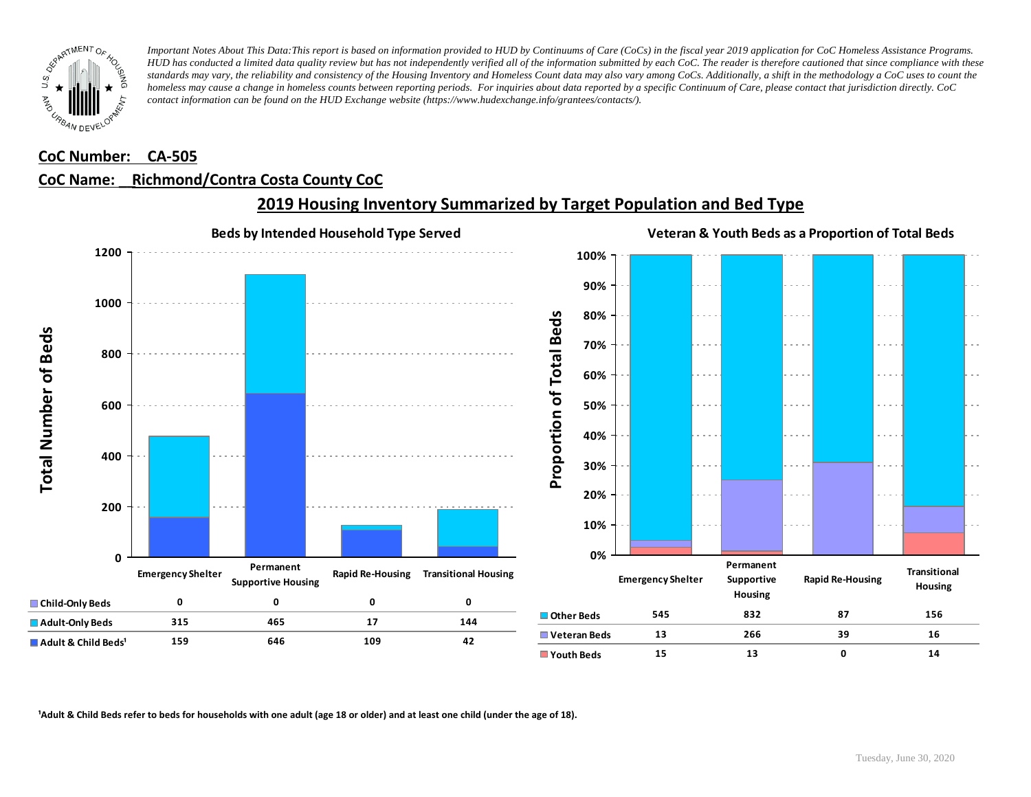*Important Notes About This Data: This report is based on information provided to HUD by Continuums of Care (CoCs) in the fiscal year 2019 application for CoC Homeless Assistance Programs. HUD has conducted a limited data quality review but has not independently verified all of the information submitted by each CoC. The reader is therefore cautioned that since compliance with these standards may vary, the reliability and consistency of the Housing Inventory and Homeless Count data may also vary among CoCs. Additionally, a shift in the methodology a CoC uses to count the homeless may cause a change in homeless counts between reporting periods. For inquiries about data reported by a specific Continuum of Care, please contact that jurisdiction directly. CoC contact information can be found on the HUD Exchange website (https://www.hudexchange.info/grantees/contacts/).*

**CoC Number: CA-505**

**CoC Name: Richmond/Contra Costa County CoC**

## 2019 Housing Inventory Summarized by Target Population and Bed Type

### Beds by Intended Household Type Served

| | Emergency Shelter | Permanent Supportive Housing | Rapid Re-Housing | Transitional Housing |
|---|---|---|---|---|
| Child-Only Beds | 0 | 0 | 0 | 0 |
| Adult-Only Beds | 315 | 465 | 17 | 144 |
| Adult & Child Beds[1] | 159 | 646 | 109 | 42 |

### Veteran & Youth Beds as a Proportion of Total Beds

| | Emergency Shelter | Permanent Supportive Housing | Rapid Re-Housing | Transitional Housing |
|---|---|---|---|---|
| Other Beds | 545 | 832 | 87 | 156 |
| Veteran Beds | 13 | 266 | 39 | 16 |
| Youth Beds | 15 | 13 | 0 | 14 |

[1]Adult & Child Beds refer to beds for households with one adult (age 18 or older) and at least one child (under the age of 18).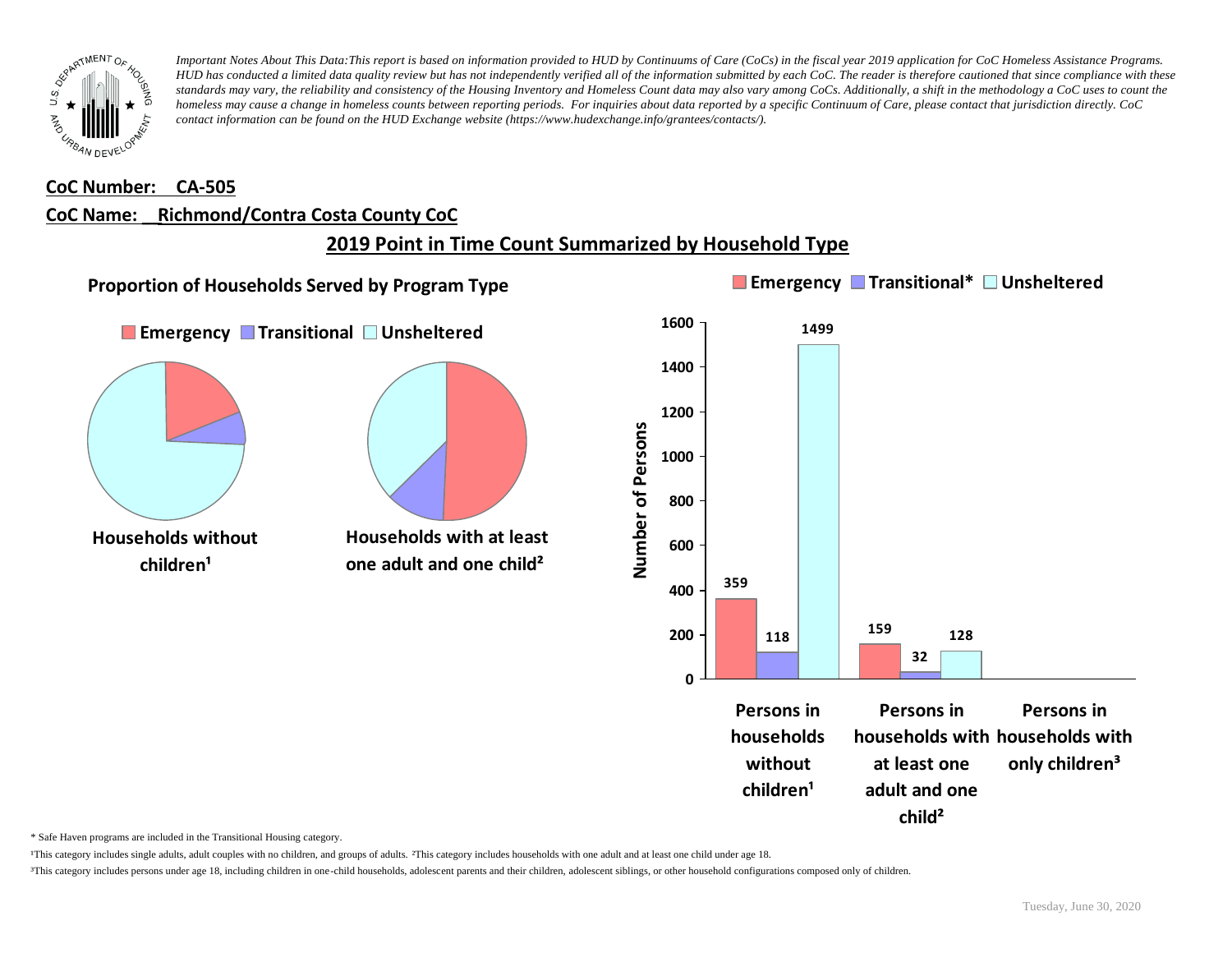*Important Notes About This Data: This report is based on information provided to HUD by Continuums of Care (CoCs) in the fiscal year 2019 application for CoC Homeless Assistance Programs. HUD has conducted a limited data quality review but has not independently verified all of the information submitted by each CoC. The reader is therefore cautioned that since compliance with these standards may vary, the reliability and consistency of the Housing Inventory and Homeless Count data may also vary among CoCs. Additionally, a shift in the methodology a CoC uses to count the homeless may cause a change in homeless counts between reporting periods. For inquiries about data reported by a specific Continuum of Care, please contact that jurisdiction directly. CoC contact information can be found on the HUD Exchange website (https://www.hudexchange.info/grantees/contacts/).*

**CoC Number: CA-505**

**CoC Name: Richmond/Contra Costa County CoC**

## 2019 Point in Time Count Summarized by Household Type

### Proportion of Households Served by Program Type

Emergency | Transitional | Unsheltered

Households without children[1]

Households with at least one adult and one child[2]

Emergency | Transitional* | Unsheltered

| | Emergency | Transitional* | Unsheltered |
|---|---|---|---|
| Persons in households without children[1] | 359 | 118 | 1499 |
| Persons in households with at least one adult and one child[2] | 159 | 32 | 128 |
| Persons in households with only children[3] | | | |

Number of Persons

\* Safe Haven programs are included in the Transitional Housing category.

[1]This category includes single adults, adult couples with no children, and groups of adults. [2]This category includes households with one adult and at least one child under age 18.

[3]This category includes persons under age 18, including children in one-child households, adolescent parents and their children, adolescent siblings, or other household configurations composed only of children.

Tuesday, June 30, 2020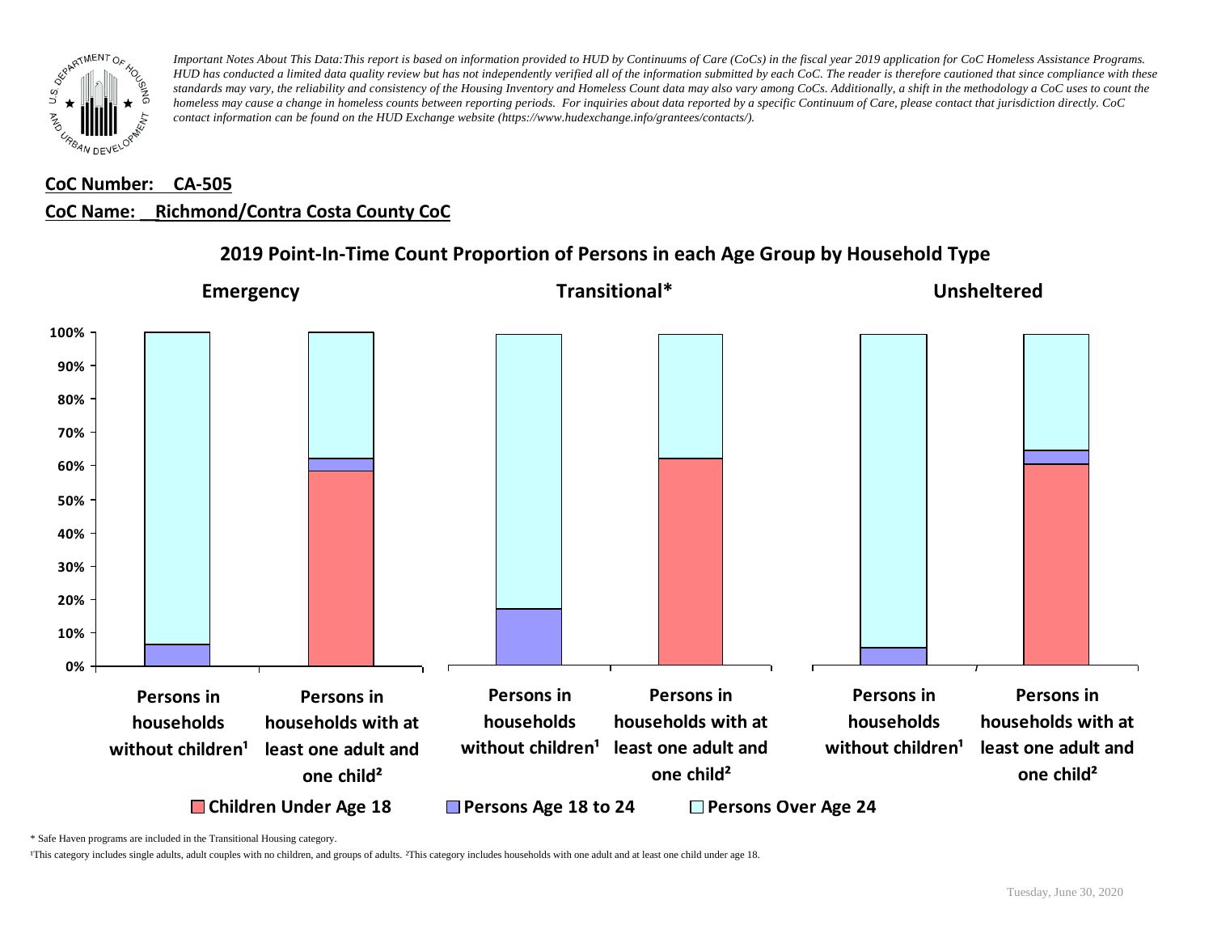*Important Notes About This Data:This report is based on information provided to HUD by Continuums of Care (CoCs) in the fiscal year 2019 application for CoC Homeless Assistance Programs. HUD has conducted a limited data quality review but has not independently verified all of the information submitted by each CoC. The reader is therefore cautioned that since compliance with these standards may vary, the reliability and consistency of the Housing Inventory and Homeless Count data may also vary among CoCs. Additionally, a shift in the methodology a CoC uses to count the homeless may cause a change in homeless counts between reporting periods. For inquiries about data reported by a specific Continuum of Care, please contact that jurisdiction directly. CoC contact information can be found on the HUD Exchange website (https://www.hudexchange.info/grantees/contacts/).*

**CoC Number: CA-505**

**CoC Name: Richmond/Contra Costa County CoC**

## 2019 Point-In-Time Count Proportion of Persons in each Age Group by Household Type

**Emergency** | **Transitional*** | **Unsheltered**

100%
90%
80%
70%
60%
50%
40%
30%
20%
10%
0%

**Persons in households without children¹** | **Persons in households with at least one adult and one child²** | **Persons in households without children¹** | **Persons in households with at least one adult and one child²** | **Persons in households without children¹** | **Persons in households with at least one adult and one child²**

**Children Under Age 18** | **Persons Age 18 to 24** | **Persons Over Age 24**

* Safe Haven programs are included in the Transitional Housing category.

¹This category includes single adults, adult couples with no children, and groups of adults. ²This category includes households with one adult and at least one child under age 18.

Tuesday, June 30, 2020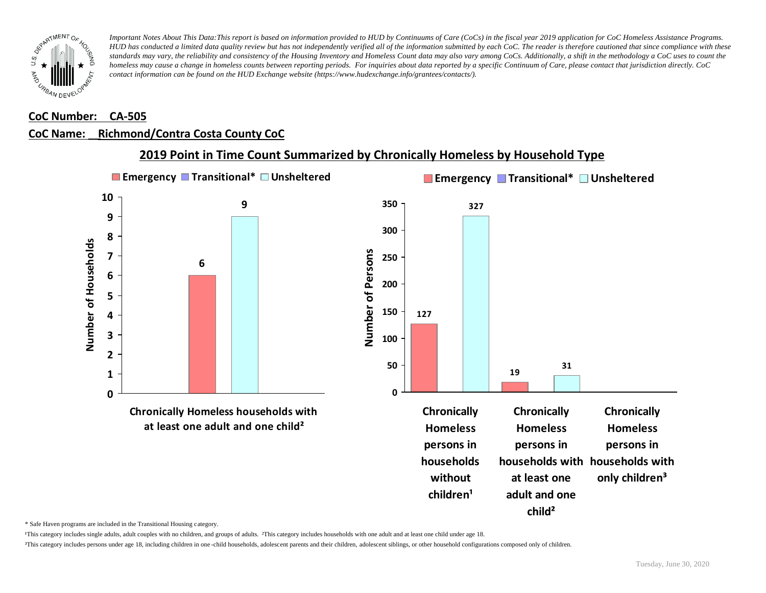*Important Notes About This Data:This report is based on information provided to HUD by Continuums of Care (CoCs) in the fiscal year 2019 application for CoC Homeless Assistance Programs. HUD has conducted a limited data quality review but has not independently verified all of the information submitted by each CoC. The reader is therefore cautioned that since compliance with these standards may vary, the reliability and consistency of the Housing Inventory and Homeless Count data may also vary among CoCs. Additionally, a shift in the methodology a CoC uses to count the homeless may cause a change in homeless counts between reporting periods. For inquiries about data reported by a specific Continuum of Care, please contact that jurisdiction directly. CoC contact information can be found on the HUD Exchange website (https://www.hudexchange.info/grantees/contacts/).*

**CoC Number: CA-505**

**CoC Name: Richmond/Contra Costa County CoC**

## 2019 Point in Time Count Summarized by Chronically Homeless by Household Type

**Number of Households**

| | Emergency | Transitional* | Unsheltered |
|---|---|---|---|
| Chronically Homeless households with at least one adult and one child² | 6 | | 9 |

**Number of Persons**

| | Emergency | Transitional* | Unsheltered |
|---|---|---|---|
| Chronically Homeless persons in households without children¹ | 127 | | 327 |
| Chronically Homeless persons in households with at least one adult and one child² | 19 | | 31 |
| Chronically Homeless persons in households with only children³ | | | |

\* Safe Haven programs are included in the Transitional Housing category.

¹This category includes single adults, adult couples with no children, and groups of adults. ²This category includes households with one adult and at least one child under age 18.

³This category includes persons under age 18, including children in one-child households, adolescent parents and their children, adolescent siblings, or other household configurations composed only of children.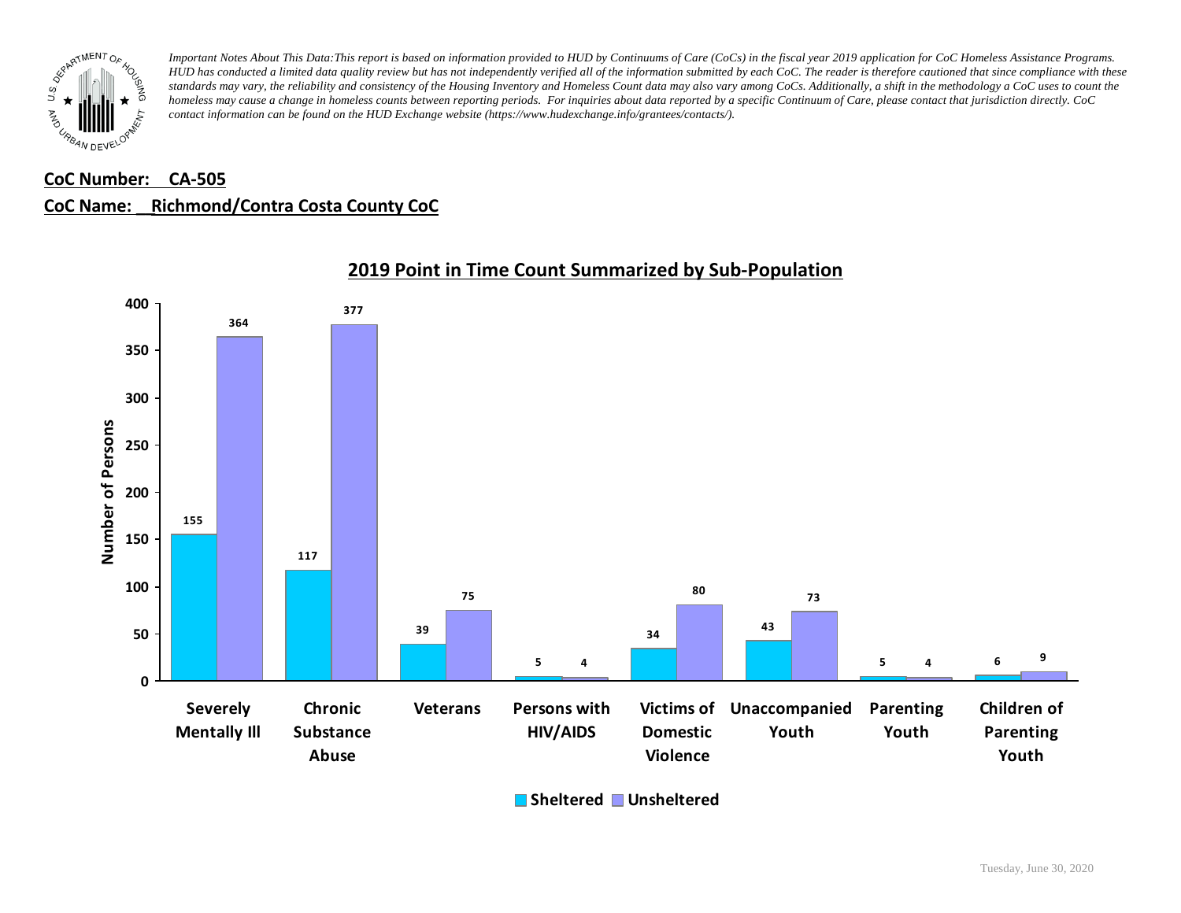*Important Notes About This Data:This report is based on information provided to HUD by Continuums of Care (CoCs) in the fiscal year 2019 application for CoC Homeless Assistance Programs. HUD has conducted a limited data quality review but has not independently verified all of the information submitted by each CoC. The reader is therefore cautioned that since compliance with these standards may vary, the reliability and consistency of the Housing Inventory and Homeless Count data may also vary among CoCs. Additionally, a shift in the methodology a CoC uses to count the homeless may cause a change in homeless counts between reporting periods. For inquiries about data reported by a specific Continuum of Care, please contact that jurisdiction directly. CoC contact information can be found on the HUD Exchange website (https://www.hudexchange.info/grantees/contacts/).*

**CoC Number: CA-505**

**CoC Name: Richmond/Contra Costa County CoC**

## 2019 Point in Time Count Summarized by Sub-Population

Number of Persons

0
50
100
150
200
250
300
350
400

Severely Mentally Ill: 155, 364

Chronic Substance Abuse: 117, 377

Veterans: 39, 75

Persons with HIV/AIDS: 5, 4

Victims of Domestic Violence: 34, 80

Unaccompanied Youth: 43, 73

Parenting Youth: 5, 4

Children of Parenting Youth: 6, 9

Sheltered
Unsheltered

Tuesday, June 30, 2020